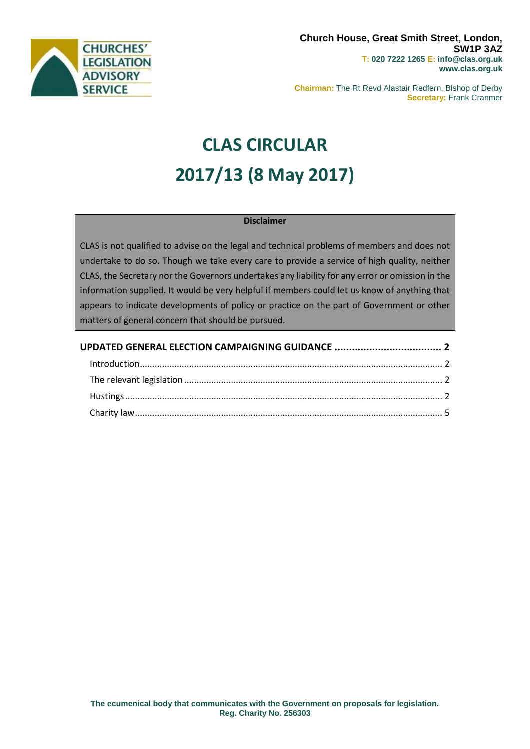Church House, Great Smith Street, London, SW1P 3AZ
T: 020 7222 1265 E: info@clas.org.uk
www.clas.org.uk

Chairman: The Rt Revd Alastair Redfern, Bishop of Derby
Secretary: Frank Cranmer

# CLAS CIRCULAR
# 2017/13 (8 May 2017)

**Disclaimer**

CLAS is not qualified to advise on the legal and technical problems of members and does not undertake to do so. Though we take every care to provide a service of high quality, neither CLAS, the Secretary nor the Governors undertakes any liability for any error or omission in the information supplied. It would be very helpful if members could let us know of anything that appears to indicate developments of policy or practice on the part of Government or other matters of general concern that should be pursued.

**UPDATED GENERAL ELECTION CAMPAIGNING GUIDANCE .................................... 2**

- Introduction ........................................................................................................ 2
- The relevant legislation ....................................................................................... 2
- Hustings .............................................................................................................. 2
- Charity law .......................................................................................................... 5

**The ecumenical body that communicates with the Government on proposals for legislation.**
**Reg. Charity No. 256303**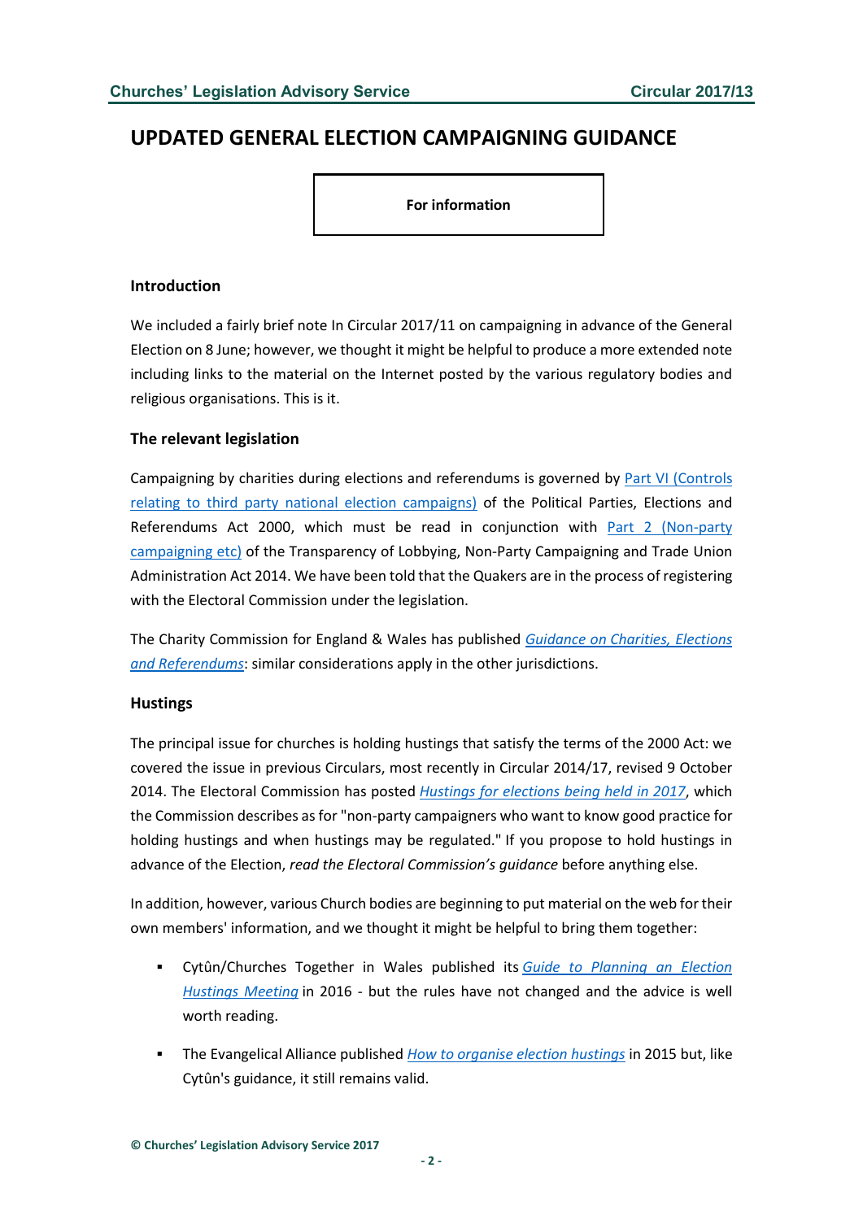# UPDATED GENERAL ELECTION CAMPAIGNING GUIDANCE

**For information**

### Introduction

We included a fairly brief note In Circular 2017/11 on campaigning in advance of the General Election on 8 June; however, we thought it might be helpful to produce a more extended note including links to the material on the Internet posted by the various regulatory bodies and religious organisations. This is it.

### The relevant legislation

Campaigning by charities during elections and referendums is governed by Part VI (Controls relating to third party national election campaigns) of the Political Parties, Elections and Referendums Act 2000, which must be read in conjunction with Part 2 (Non-party campaigning etc) of the Transparency of Lobbying, Non-Party Campaigning and Trade Union Administration Act 2014. We have been told that the Quakers are in the process of registering with the Electoral Commission under the legislation.

The Charity Commission for England & Wales has published *Guidance on Charities, Elections and Referendums*: similar considerations apply in the other jurisdictions.

### Hustings

The principal issue for churches is holding hustings that satisfy the terms of the 2000 Act: we covered the issue in previous Circulars, most recently in Circular 2014/17, revised 9 October 2014. The Electoral Commission has posted *Hustings for elections being held in 2017*, which the Commission describes as for "non-party campaigners who want to know good practice for holding hustings and when hustings may be regulated." If you propose to hold hustings in advance of the Election, *read the Electoral Commission's guidance* before anything else.

In addition, however, various Church bodies are beginning to put material on the web for their own members' information, and we thought it might be helpful to bring them together:

- Cytûn/Churches Together in Wales published its *Guide to Planning an Election Hustings Meeting* in 2016 - but the rules have not changed and the advice is well worth reading.
- The Evangelical Alliance published *How to organise election hustings* in 2015 but, like Cytûn's guidance, it still remains valid.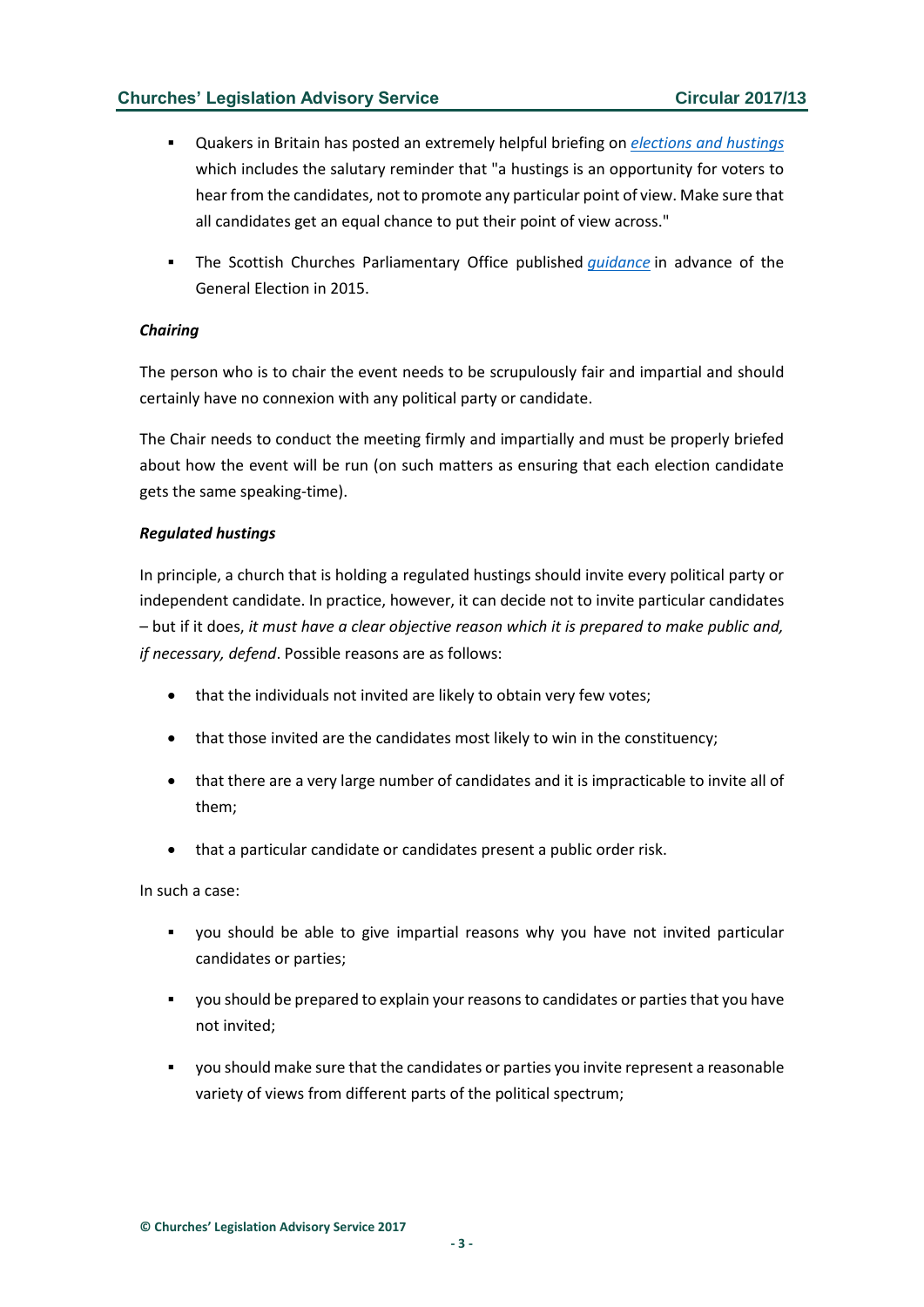- Quakers in Britain has posted an extremely helpful briefing on *elections and hustings* which includes the salutary reminder that "a hustings is an opportunity for voters to hear from the candidates, not to promote any particular point of view. Make sure that all candidates get an equal chance to put their point of view across."

- The Scottish Churches Parliamentary Office published *guidance* in advance of the General Election in 2015.

***Chairing***

The person who is to chair the event needs to be scrupulously fair and impartial and should certainly have no connexion with any political party or candidate.

The Chair needs to conduct the meeting firmly and impartially and must be properly briefed about how the event will be run (on such matters as ensuring that each election candidate gets the same speaking-time).

***Regulated hustings***

In principle, a church that is holding a regulated hustings should invite every political party or independent candidate. In practice, however, it can decide not to invite particular candidates – but if it does, *it must have a clear objective reason which it is prepared to make public and, if necessary, defend*. Possible reasons are as follows:

- that the individuals not invited are likely to obtain very few votes;

- that those invited are the candidates most likely to win in the constituency;

- that there are a very large number of candidates and it is impracticable to invite all of them;

- that a particular candidate or candidates present a public order risk.

In such a case:

- you should be able to give impartial reasons why you have not invited particular candidates or parties;

- you should be prepared to explain your reasons to candidates or parties that you have not invited;

- you should make sure that the candidates or parties you invite represent a reasonable variety of views from different parts of the political spectrum;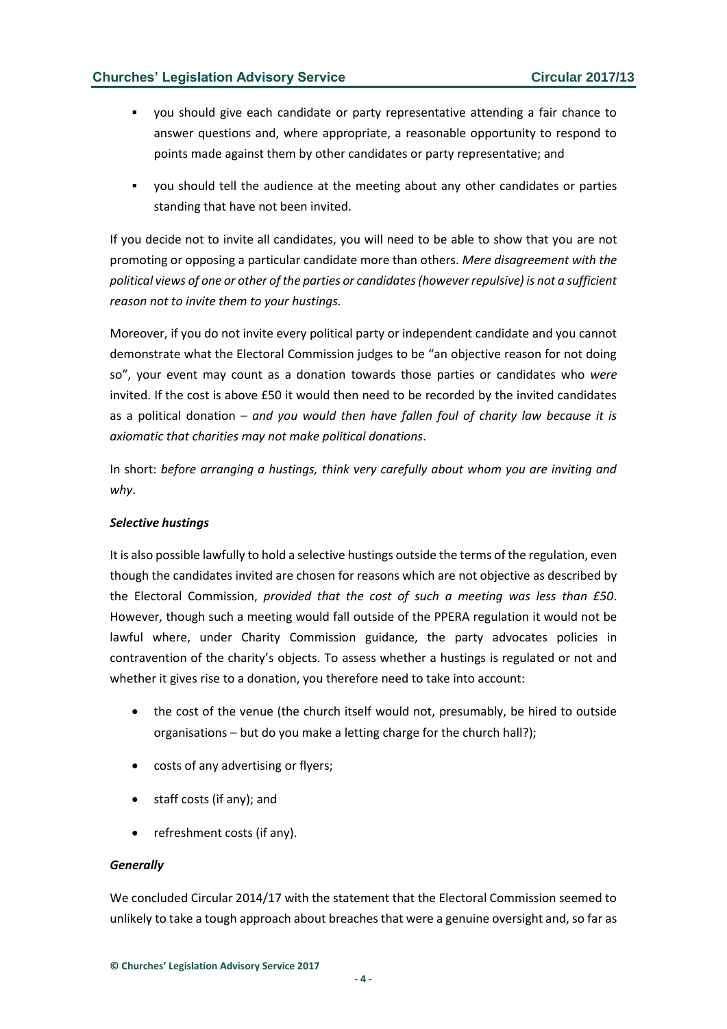- you should give each candidate or party representative attending a fair chance to answer questions and, where appropriate, a reasonable opportunity to respond to points made against them by other candidates or party representative; and
- you should tell the audience at the meeting about any other candidates or parties standing that have not been invited.

If you decide not to invite all candidates, you will need to be able to show that you are not promoting or opposing a particular candidate more than others. *Mere disagreement with the political views of one or other of the parties or candidates (however repulsive) is not a sufficient reason not to invite them to your hustings.*

Moreover, if you do not invite every political party or independent candidate and you cannot demonstrate what the Electoral Commission judges to be "an objective reason for not doing so", your event may count as a donation towards those parties or candidates who *were* invited. If the cost is above £50 it would then need to be recorded by the invited candidates as a political donation – *and you would then have fallen foul of charity law because it is axiomatic that charities may not make political donations*.

In short: *before arranging a hustings, think very carefully about whom you are inviting and why*.

***Selective hustings***

It is also possible lawfully to hold a selective hustings outside the terms of the regulation, even though the candidates invited are chosen for reasons which are not objective as described by the Electoral Commission, *provided that the cost of such a meeting was less than £50*. However, though such a meeting would fall outside of the PPERA regulation it would not be lawful where, under Charity Commission guidance, the party advocates policies in contravention of the charity's objects. To assess whether a hustings is regulated or not and whether it gives rise to a donation, you therefore need to take into account:

- the cost of the venue (the church itself would not, presumably, be hired to outside organisations – but do you make a letting charge for the church hall?);
- costs of any advertising or flyers;
- staff costs (if any); and
- refreshment costs (if any).

***Generally***

We concluded Circular 2014/17 with the statement that the Electoral Commission seemed to unlikely to take a tough approach about breaches that were a genuine oversight and, so far as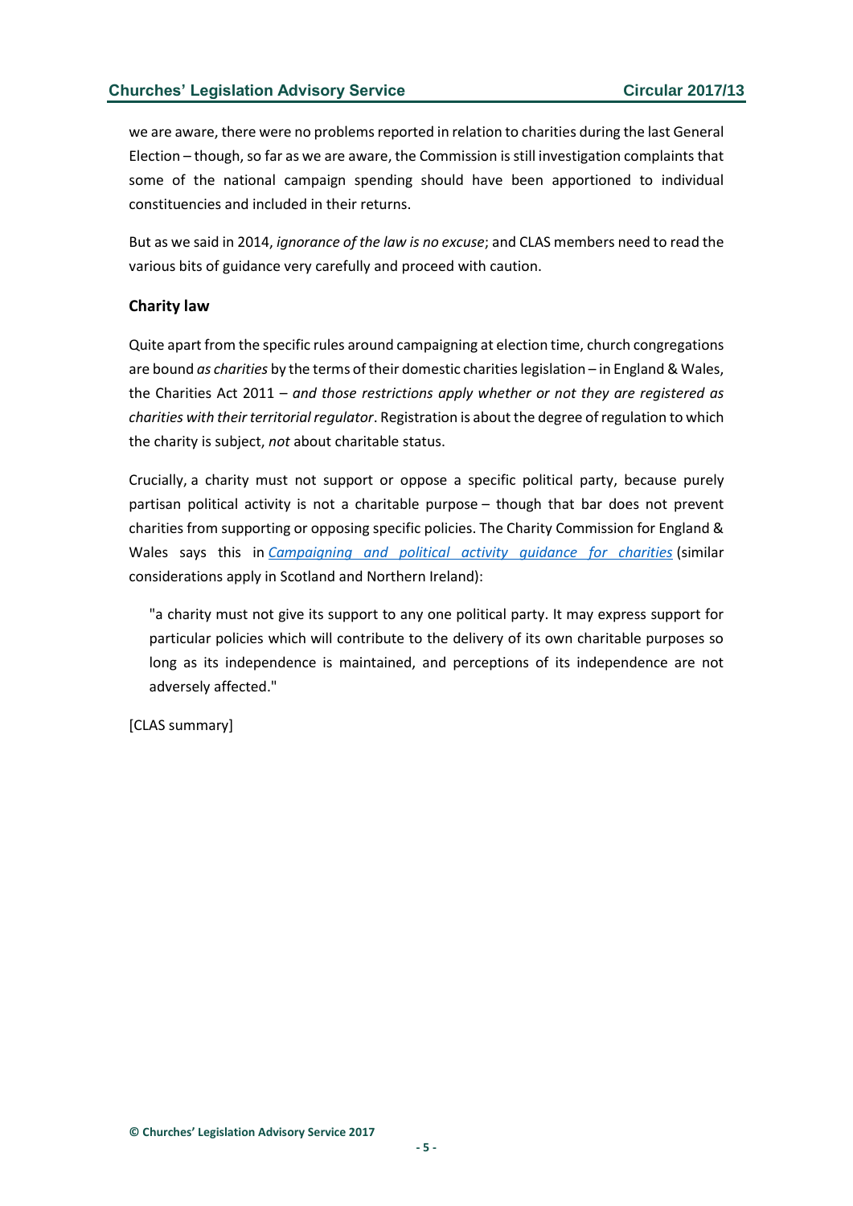we are aware, there were no problems reported in relation to charities during the last General Election – though, so far as we are aware, the Commission is still investigation complaints that some of the national campaign spending should have been apportioned to individual constituencies and included in their returns.

But as we said in 2014, *ignorance of the law is no excuse*; and CLAS members need to read the various bits of guidance very carefully and proceed with caution.

### Charity law

Quite apart from the specific rules around campaigning at election time, church congregations are bound *as charities* by the terms of their domestic charities legislation – in England & Wales, the Charities Act 2011 – *and those restrictions apply whether or not they are registered as charities with their territorial regulator*. Registration is about the degree of regulation to which the charity is subject, *not* about charitable status.

Crucially, a charity must not support or oppose a specific political party, because purely partisan political activity is not a charitable purpose – though that bar does not prevent charities from supporting or opposing specific policies. The Charity Commission for England & Wales says this in *Campaigning and political activity guidance for charities* (similar considerations apply in Scotland and Northern Ireland):

> "a charity must not give its support to any one political party. It may express support for particular policies which will contribute to the delivery of its own charitable purposes so long as its independence is maintained, and perceptions of its independence are not adversely affected."

[CLAS summary]